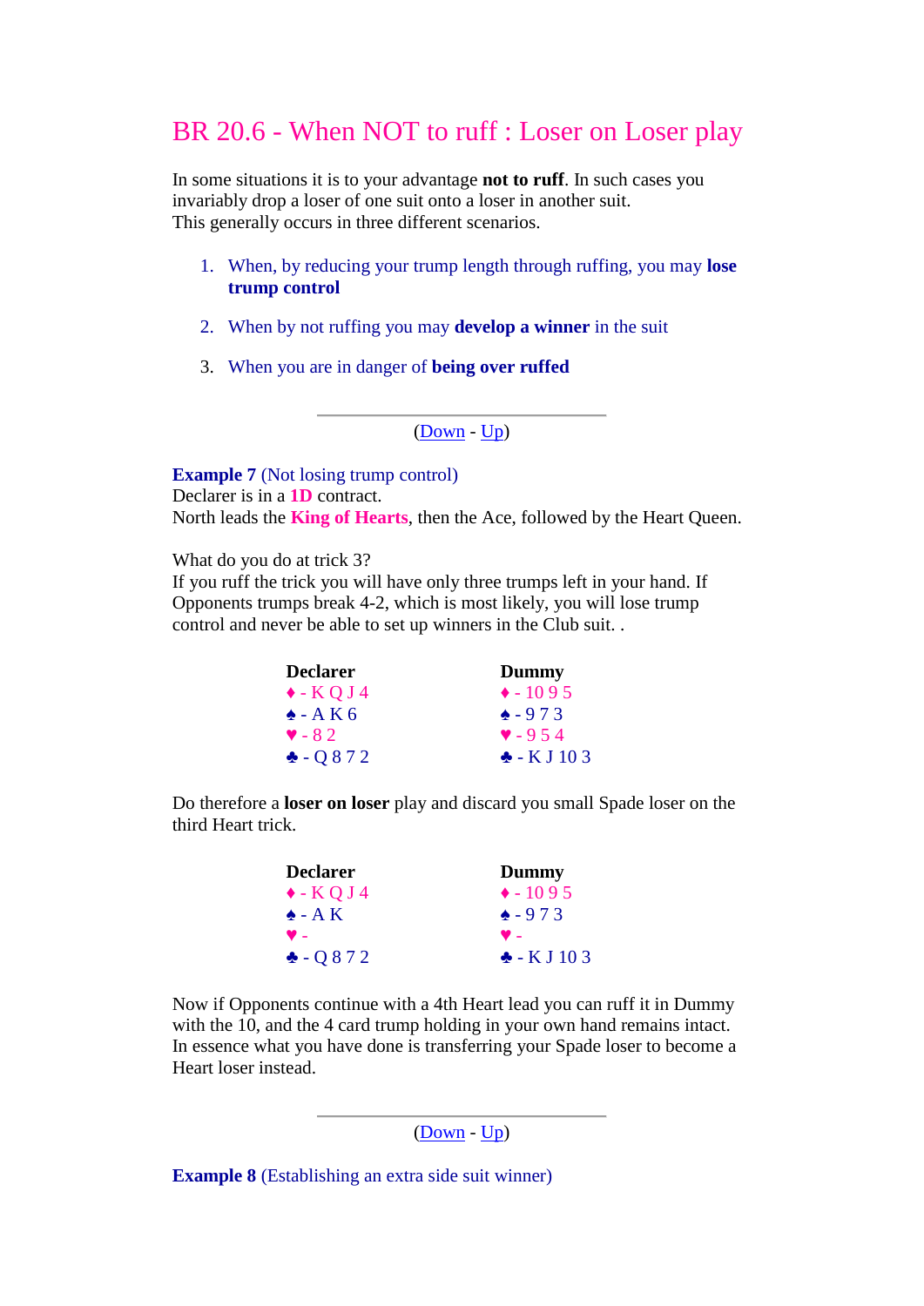# BR 20.6 - When NOT to ruff : Loser on Loser play

In some situations it is to your advantage **not to ruff**. In such cases you invariably drop a loser of one suit onto a loser in another suit.
This generally occurs in three different scenarios.

1. When, by reducing your trump length through ruffing, you may **lose trump control**
2. When by not ruffing you may **develop a winner** in the suit
3. When you are in danger of **being over ruffed**

---

(Down - Up)

**Example 7** (Not losing trump control)
Declarer is in a **1D** contract.
North leads the **King of Hearts**, then the Ace, followed by the Heart Queen.

What do you do at trick 3?
If you ruff the trick you will have only three trumps left in your hand. If Opponents trumps break 4-2, which is most likely, you will lose trump control and never be able to set up winners in the Club suit. .

| Declarer | Dummy |
|---|---|
| ♦ - K Q J 4 | ♦ - 10 9 5 |
| ♠ - A K 6 | ♠ - 9 7 3 |
| ♥ - 8 2 | ♥ - 9 5 4 |
| ♣ - Q 8 7 2 | ♣ - K J 10 3 |

Do therefore a **loser on loser** play and discard you small Spade loser on the third Heart trick.

| Declarer | Dummy |
|---|---|
| ♦ - K Q J 4 | ♦ - 10 9 5 |
| ♠ - A K | ♠ - 9 7 3 |
| ♥ - | ♥ - |
| ♣ - Q 8 7 2 | ♣ - K J 10 3 |

Now if Opponents continue with a 4th Heart lead you can ruff it in Dummy with the 10, and the 4 card trump holding in your own hand remains intact. In essence what you have done is transferring your Spade loser to become a Heart loser instead.

---

(Down - Up)

**Example 8** (Establishing an extra side suit winner)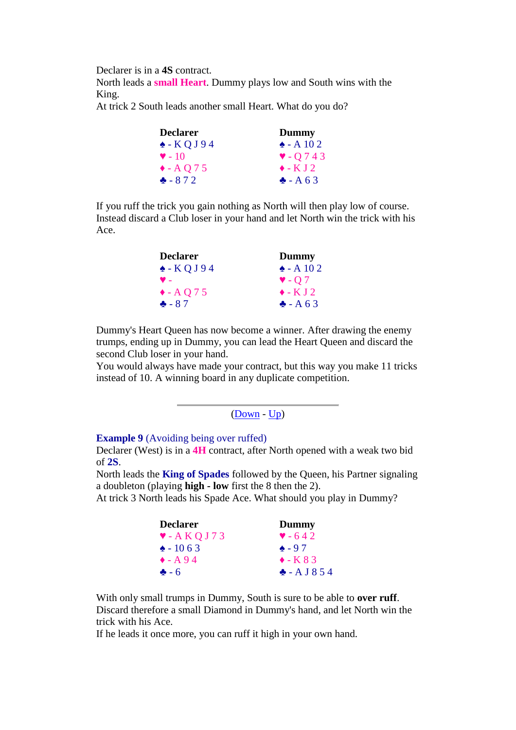Declarer is in a **4S** contract.
North leads a **small Heart**. Dummy plays low and South wins with the King.
At trick 2 South leads another small Heart. What do you do?

| Declarer | Dummy |
|---|---|
| ♠ - K Q J 9 4 | ♠ - A 10 2 |
| ♥ - 10 | ♥ - Q 7 4 3 |
| ♦ - A Q 7 5 | ♦ - K J 2 |
| ♣ - 8 7 2 | ♣ - A 6 3 |

If you ruff the trick you gain nothing as North will then play low of course. Instead discard a Club loser in your hand and let North win the trick with his Ace.

| Declarer | Dummy |
|---|---|
| ♠ - K Q J 9 4 | ♠ - A 10 2 |
| ♥ - | ♥ - Q 7 |
| ♦ - A Q 7 5 | ♦ - K J 2 |
| ♣ - 8 7 | ♣ - A 6 3 |

Dummy's Heart Queen has now become a winner. After drawing the enemy trumps, ending up in Dummy, you can lead the Heart Queen and discard the second Club loser in your hand.
You would always have made your contract, but this way you make 11 tricks instead of 10. A winning board in any duplicate competition.

---

(Down - Up)

**Example 9** (Avoiding being over ruffed)
Declarer (West) is in a **4H** contract, after North opened with a weak two bid of **2S**.
North leads the **King of Spades** followed by the Queen, his Partner signaling a doubleton (playing **high** - **low** first the 8 then the 2).
At trick 3 North leads his Spade Ace. What should you play in Dummy?

| Declarer | Dummy |
|---|---|
| ♥ - A K Q J 7 3 | ♥ - 6 4 2 |
| ♠ - 10 6 3 | ♠ - 9 7 |
| ♦ - A 9 4 | ♦ - K 8 3 |
| ♣ - 6 | ♣ - A J 8 5 4 |

With only small trumps in Dummy, South is sure to be able to **over ruff**.
Discard therefore a small Diamond in Dummy's hand, and let North win the trick with his Ace.
If he leads it once more, you can ruff it high in your own hand.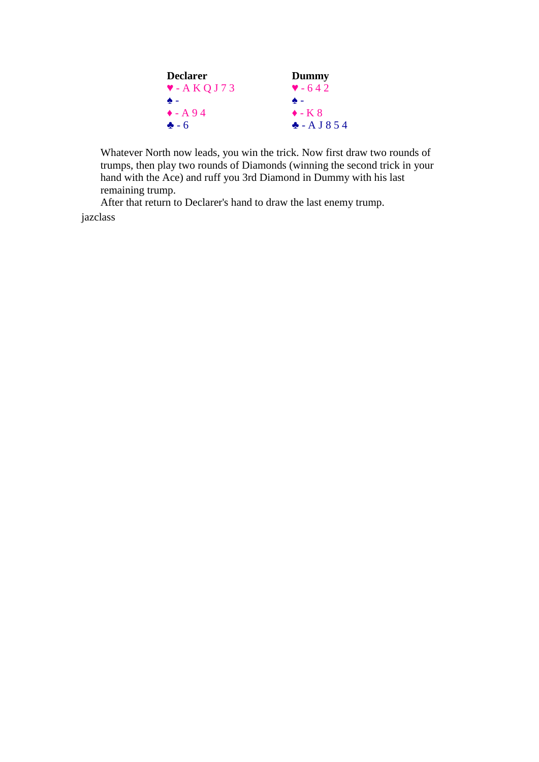| Declarer | Dummy |
|---|---|
| ♥ - A K Q J 7 3 | ♥ - 6 4 2 |
| ♠ - | ♠ - |
| ♦ - A 9 4 | ♦ - K 8 |
| ♣ - 6 | ♣ - A J 8 5 4 |

Whatever North now leads, you win the trick. Now first draw two rounds of trumps, then play two rounds of Diamonds (winning the second trick in your hand with the Ace) and ruff you 3rd Diamond in Dummy with his last remaining trump.

After that return to Declarer's hand to draw the last enemy trump.

jazclass